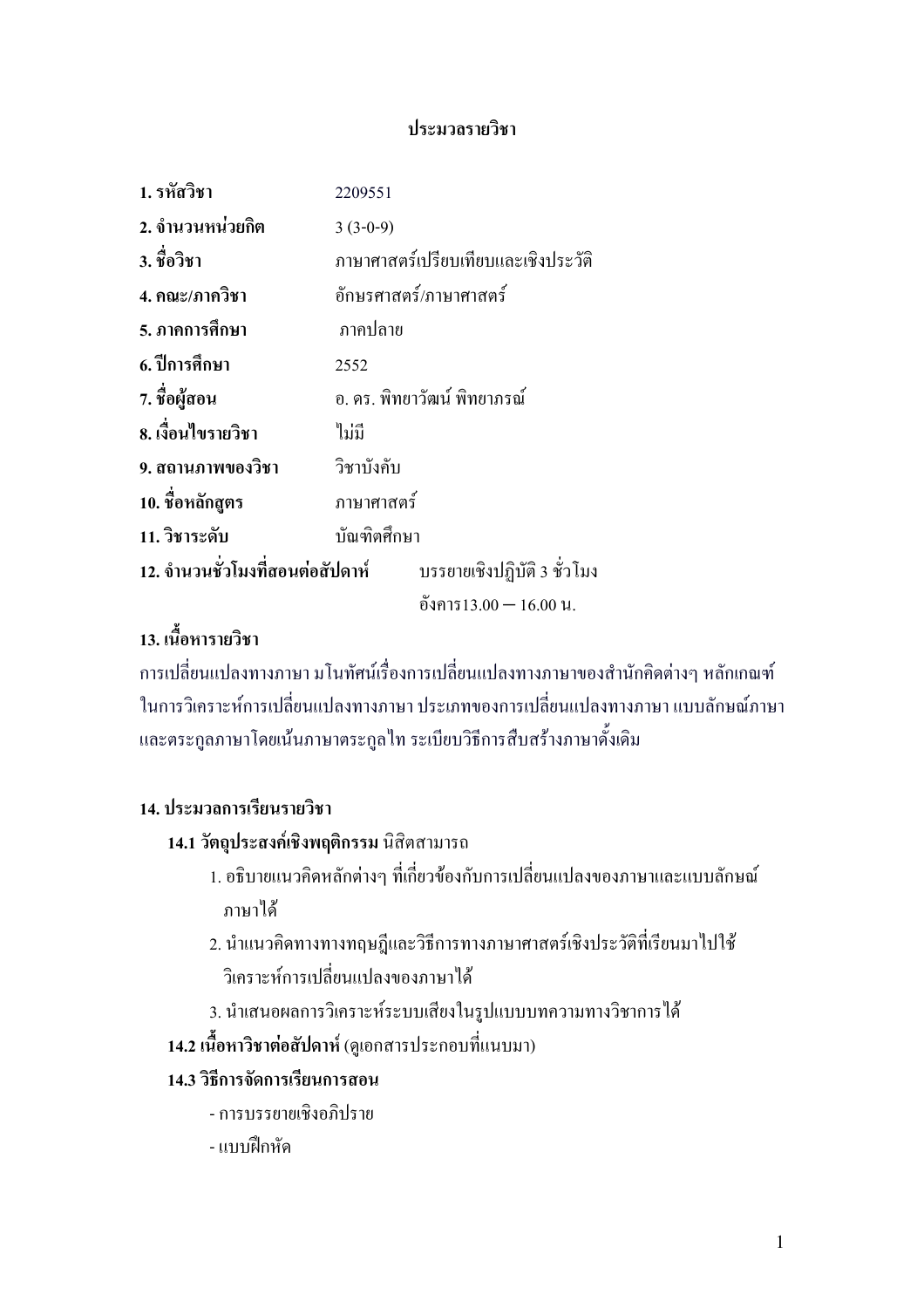# ประมวลรายวิชา

| | |
|---|---|
| **1. รหัสวิชา** | 2209551 |
| **2. จำนวนหน่วยกิต** | 3 (3-0-9) |
| **3. ชื่อวิชา** | ภาษาศาสตร์เปรียบเทียบและเชิงประวัติ |
| **4. คณะ/ภาควิชา** | อักษรศาสตร์/ภาษาศาสตร์ |
| **5. ภาคการศึกษา** | ภาคปลาย |
| **6. ปีการศึกษา** | 2552 |
| **7. ชื่อผู้สอน** | อ. ดร. พิทยาวัฒน์ พิทยาภรณ์ |
| **8. เงื่อนไขรายวิชา** | ไม่มี |
| **9. สถานภาพของวิชา** | วิชาบังคับ |
| **10. ชื่อหลักสูตร** | ภาษาศาสตร์ |
| **11. วิชาระดับ** | บัณฑิตศึกษา |
| **12. จำนวนชั่วโมงที่สอนต่อสัปดาห์** | บรรยายเชิงปฏิบัติ 3 ชั่วโมง<br>อังคาร13.00 – 16.00 น. |

## 13. เนื้อหารายวิชา

การเปลี่ยนแปลงทางภาษา มโนทัศน์เรื่องการเปลี่ยนแปลงทางภาษาของสำนักคิดต่างๆ หลักเกณฑ์ในการวิเคราะห์การเปลี่ยนแปลงทางภาษา ประเภทของการเปลี่ยนแปลงทางภาษา แบบลักษณ์ภาษา และตระกูลภาษาโดยเน้นภาษาตระกูลไท ระเบียบวิธีการสืบสร้างภาษาดั้งเดิม

## 14. ประมวลการเรียนรายวิชา

### 14.1 วัตถุประสงค์เชิงพฤติกรรม นิสิตสามารถ

1. อธิบายแนวคิดหลักต่างๆ ที่เกี่ยวข้องกับการเปลี่ยนแปลงของภาษาและแบบลักษณ์ภาษาได้
2. นำแนวคิดทางทางทฤษฎีและวิธีการทางภาษาศาสตร์เชิงประวัติที่เรียนมาไปใช้วิเคราะห์การเปลี่ยนแปลงของภาษาได้
3. นำเสนอผลการวิเคราะห์ระบบเสียงในรูปแบบบทความทางวิชาการได้

### 14.2 เนื้อหาวิชาต่อสัปดาห์ (ดูเอกสารประกอบที่แนบมา)

### 14.3 วิธีการจัดการเรียนการสอน

- การบรรยายเชิงอภิปราย
- แบบฝึกหัด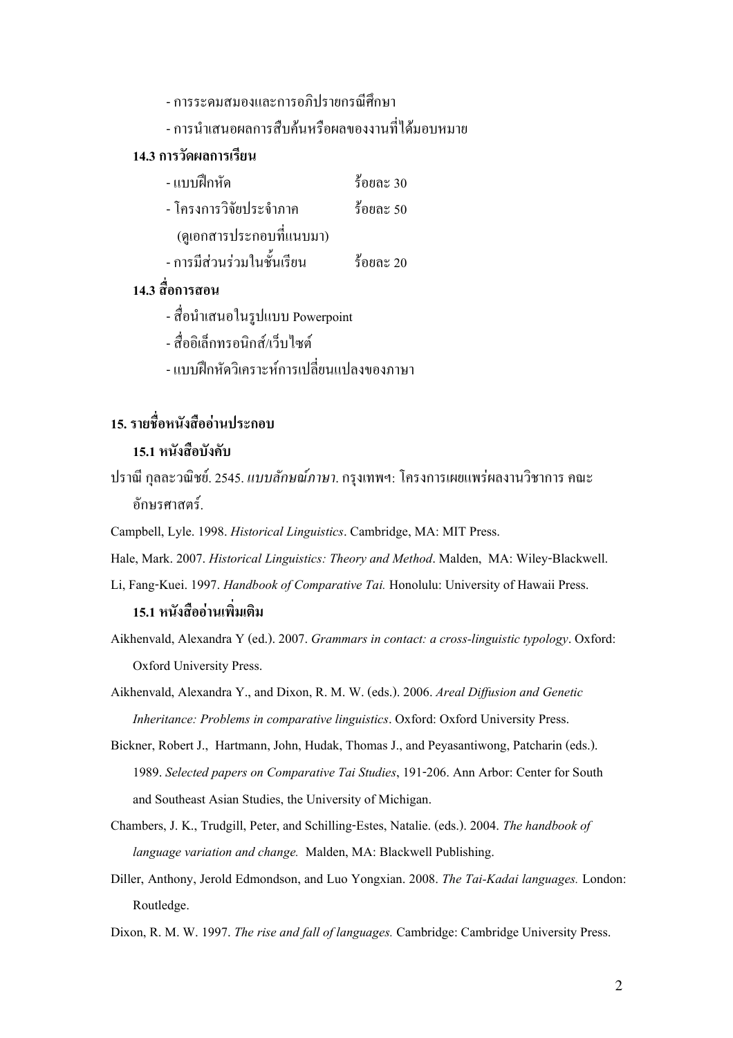- การระดมสมองและการอภิปรายกรณีศึกษา
- การนำเสนอผลการสืบค้นหรือผลของงานที่ได้มอบหมาย

### 14.3 การวัดผลการเรียน

| | |
|---|---|
| - แบบฝึกหัด | ร้อยละ 30 |
| - โครงการวิจัยประจำภาค (ดูเอกสารประกอบที่แนบมา) | ร้อยละ 50 |
| - การมีส่วนร่วมในชั้นเรียน | ร้อยละ 20 |

### 14.3 สื่อการสอน

- สื่อนำเสนอในรูปแบบ Powerpoint
- สื่ออิเล็กทรอนิกส์/เว็บไซต์
- แบบฝึกหัดวิเคราะห์การเปลี่ยนแปลงของภาษา

## 15. รายชื่อหนังสืออ่านประกอบ

### 15.1 หนังสือบังคับ

ปราณี กุลละวณิชย์. 2545. *แบบลักษณ์ภาษา*. กรุงเทพฯ: โครงการเผยแพร่ผลงานวิชาการ คณะอักษรศาสตร์.

Campbell, Lyle. 1998. *Historical Linguistics*. Cambridge, MA: MIT Press.

Hale, Mark. 2007. *Historical Linguistics: Theory and Method*. Malden, MA: Wiley-Blackwell.

Li, Fang-Kuei. 1997. *Handbook of Comparative Tai.* Honolulu: University of Hawaii Press.

### 15.1 หนังสืออ่านเพิ่มเติม

Aikhenvald, Alexandra Y (ed.). 2007. *Grammars in contact: a cross-linguistic typology*. Oxford: Oxford University Press.

Aikhenvald, Alexandra Y., and Dixon, R. M. W. (eds.). 2006. *Areal Diffusion and Genetic Inheritance: Problems in comparative linguistics*. Oxford: Oxford University Press.

Bickner, Robert J., Hartmann, John, Hudak, Thomas J., and Peyasantiwong, Patcharin (eds.). 1989. *Selected papers on Comparative Tai Studies*, 191-206. Ann Arbor: Center for South and Southeast Asian Studies, the University of Michigan.

Chambers, J. K., Trudgill, Peter, and Schilling-Estes, Natalie. (eds.). 2004. *The handbook of language variation and change.* Malden, MA: Blackwell Publishing.

Diller, Anthony, Jerold Edmondson, and Luo Yongxian. 2008. *The Tai-Kadai languages.* London: Routledge.

Dixon, R. M. W. 1997. *The rise and fall of languages.* Cambridge: Cambridge University Press.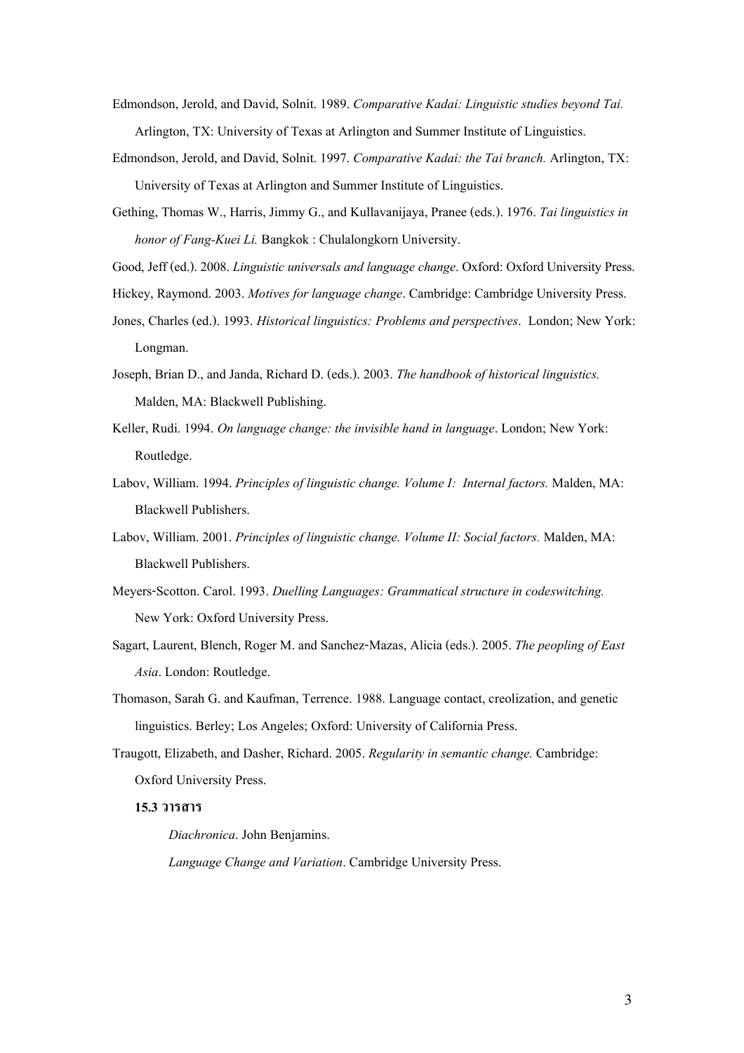Edmondson, Jerold, and David, Solnit. 1989. *Comparative Kadai: Linguistic studies beyond Tai.* Arlington, TX: University of Texas at Arlington and Summer Institute of Linguistics.

Edmondson, Jerold, and David, Solnit. 1997. *Comparative Kadai: the Tai branch.* Arlington, TX: University of Texas at Arlington and Summer Institute of Linguistics.

Gething, Thomas W., Harris, Jimmy G., and Kullavanijaya, Pranee (eds.). 1976. *Tai linguistics in honor of Fang-Kuei Li.* Bangkok : Chulalongkorn University.

Good, Jeff (ed.). 2008. *Linguistic universals and language change*. Oxford: Oxford University Press.

Hickey, Raymond. 2003. *Motives for language change*. Cambridge: Cambridge University Press.

Jones, Charles (ed.). 1993. *Historical linguistics: Problems and perspectives*. London; New York: Longman.

Joseph, Brian D., and Janda, Richard D. (eds.). 2003. *The handbook of historical linguistics.* Malden, MA: Blackwell Publishing.

Keller, Rudi. 1994. *On language change: the invisible hand in language*. London; New York: Routledge.

Labov, William. 1994. *Principles of linguistic change. Volume I: Internal factors.* Malden, MA: Blackwell Publishers.

Labov, William. 2001. *Principles of linguistic change. Volume II: Social factors.* Malden, MA: Blackwell Publishers.

Meyers-Scotton. Carol. 1993. *Duelling Languages: Grammatical structure in codeswitching.* New York: Oxford University Press.

Sagart, Laurent, Blench, Roger M. and Sanchez-Mazas, Alicia (eds.). 2005. *The peopling of East Asia*. London: Routledge.

Thomason, Sarah G. and Kaufman, Terrence. 1988. Language contact, creolization, and genetic linguistics. Berley; Los Angeles; Oxford: University of California Press.

Traugott, Elizabeth, and Dasher, Richard. 2005. *Regularity in semantic change.* Cambridge: Oxford University Press.

**15.3 วารสาร**

*Diachronica*. John Benjamins.

*Language Change and Variation*. Cambridge University Press.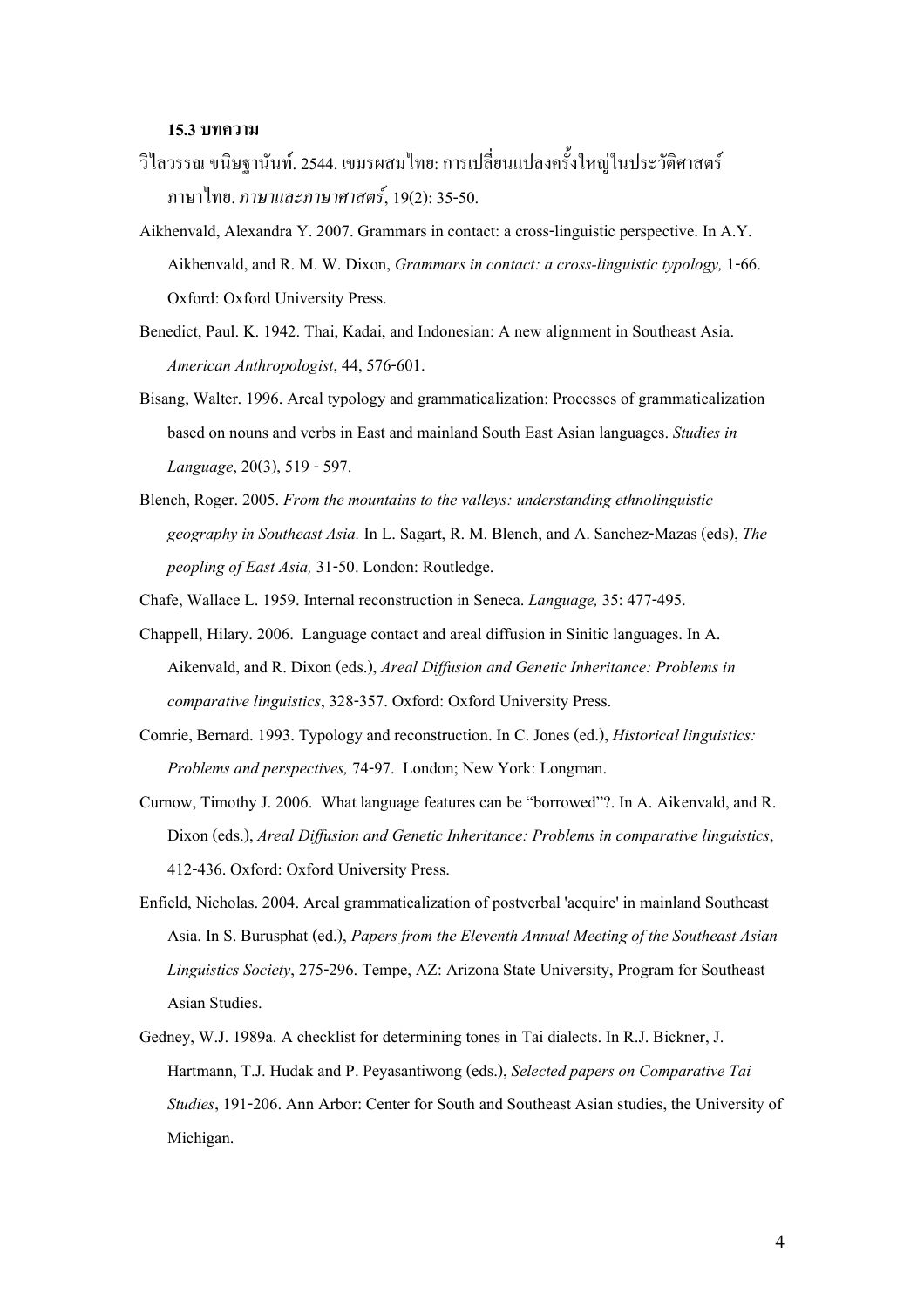**15.3 บทความ**

วิไลวรรณ ขนิษฐานันท์. 2544. เขมรผสมไทย: การเปลี่ยนแปลงครั้งใหญ่ในประวัติศาสตร์ภาษาไทย. *ภาษาและภาษาศาสตร์*, 19(2): 35-50.

Aikhenvald, Alexandra Y. 2007. Grammars in contact: a cross-linguistic perspective. In A.Y. Aikhenvald, and R. M. W. Dixon, *Grammars in contact: a cross-linguistic typology,* 1-66. Oxford: Oxford University Press.

Benedict, Paul. K. 1942. Thai, Kadai, and Indonesian: A new alignment in Southeast Asia. *American Anthropologist*, 44, 576-601.

Bisang, Walter. 1996. Areal typology and grammaticalization: Processes of grammaticalization based on nouns and verbs in East and mainland South East Asian languages. *Studies in Language*, 20(3), 519 - 597.

Blench, Roger. 2005. *From the mountains to the valleys: understanding ethnolinguistic geography in Southeast Asia.* In L. Sagart, R. M. Blench, and A. Sanchez-Mazas (eds), *The peopling of East Asia,* 31-50. London: Routledge.

Chafe, Wallace L. 1959. Internal reconstruction in Seneca. *Language,* 35: 477-495.

Chappell, Hilary. 2006. Language contact and areal diffusion in Sinitic languages. In A. Aikenvald, and R. Dixon (eds.), *Areal Diffusion and Genetic Inheritance: Problems in comparative linguistics*, 328-357. Oxford: Oxford University Press.

Comrie, Bernard. 1993. Typology and reconstruction. In C. Jones (ed.), *Historical linguistics: Problems and perspectives,* 74-97. London; New York: Longman.

Curnow, Timothy J. 2006. What language features can be "borrowed"?. In A. Aikenvald, and R. Dixon (eds.), *Areal Diffusion and Genetic Inheritance: Problems in comparative linguistics*, 412-436. Oxford: Oxford University Press.

Enfield, Nicholas. 2004. Areal grammaticalization of postverbal 'acquire' in mainland Southeast Asia. In S. Burusphat (ed.), *Papers from the Eleventh Annual Meeting of the Southeast Asian Linguistics Society*, 275-296. Tempe, AZ: Arizona State University, Program for Southeast Asian Studies.

Gedney, W.J. 1989a. A checklist for determining tones in Tai dialects. In R.J. Bickner, J. Hartmann, T.J. Hudak and P. Peyasantiwong (eds.), *Selected papers on Comparative Tai Studies*, 191-206. Ann Arbor: Center for South and Southeast Asian studies, the University of Michigan.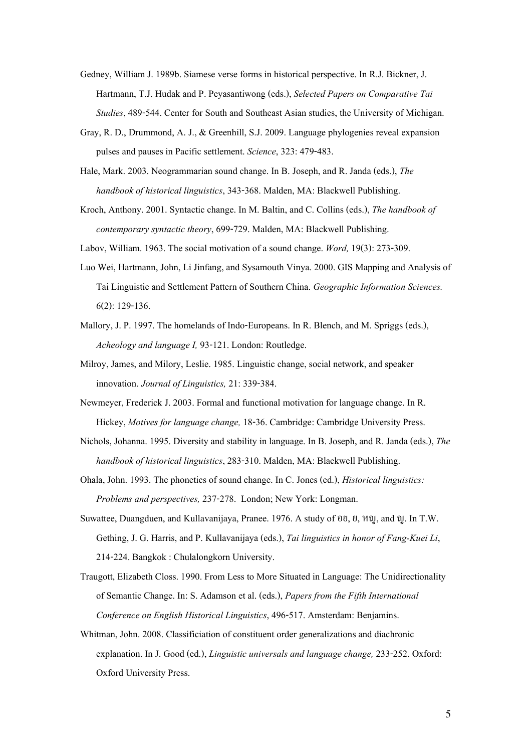Gedney, William J. 1989b. Siamese verse forms in historical perspective. In R.J. Bickner, J. Hartmann, T.J. Hudak and P. Peyasantiwong (eds.), *Selected Papers on Comparative Tai Studies*, 489-544. Center for South and Southeast Asian studies, the University of Michigan.

Gray, R. D., Drummond, A. J., & Greenhill, S.J. 2009. Language phylogenies reveal expansion pulses and pauses in Pacific settlement. *Science*, 323: 479-483.

Hale, Mark. 2003. Neogrammarian sound change. In B. Joseph, and R. Janda (eds.), *The handbook of historical linguistics*, 343-368. Malden, MA: Blackwell Publishing.

Kroch, Anthony. 2001. Syntactic change. In M. Baltin, and C. Collins (eds.), *The handbook of contemporary syntactic theory*, 699-729. Malden, MA: Blackwell Publishing.

Labov, William. 1963. The social motivation of a sound change. *Word,* 19(3): 273-309.

Luo Wei, Hartmann, John, Li Jinfang, and Sysamouth Vinya. 2000. GIS Mapping and Analysis of Tai Linguistic and Settlement Pattern of Southern China. *Geographic Information Sciences.* 6(2): 129-136.

Mallory, J. P. 1997. The homelands of Indo-Europeans. In R. Blench, and M. Spriggs (eds.), *Acheology and language I,* 93-121. London: Routledge.

Milroy, James, and Milory, Leslie. 1985. Linguistic change, social network, and speaker innovation. *Journal of Linguistics,* 21: 339-384.

Newmeyer, Frederick J. 2003. Formal and functional motivation for language change. In R. Hickey, *Motives for language change,* 18-36. Cambridge: Cambridge University Press.

Nichols, Johanna. 1995. Diversity and stability in language. In B. Joseph, and R. Janda (eds.), *The handbook of historical linguistics*, 283-310. Malden, MA: Blackwell Publishing.

Ohala, John. 1993. The phonetics of sound change. In C. Jones (ed.), *Historical linguistics: Problems and perspectives,* 237-278. London; New York: Longman.

Suwattee, Duangduen, and Kullavanijaya, Pranee. 1976. A study of อย, ย, หญ, and ญ. In T.W. Gething, J. G. Harris, and P. Kullavanijaya (eds.), *Tai linguistics in honor of Fang-Kuei Li*, 214-224. Bangkok : Chulalongkorn University.

Traugott, Elizabeth Closs. 1990. From Less to More Situated in Language: The Unidirectionality of Semantic Change. In: S. Adamson et al. (eds.), *Papers from the Fifth International Conference on English Historical Linguistics*, 496-517. Amsterdam: Benjamins.

Whitman, John. 2008. Classificiation of constituent order generalizations and diachronic explanation. In J. Good (ed.), *Linguistic universals and language change,* 233-252. Oxford: Oxford University Press.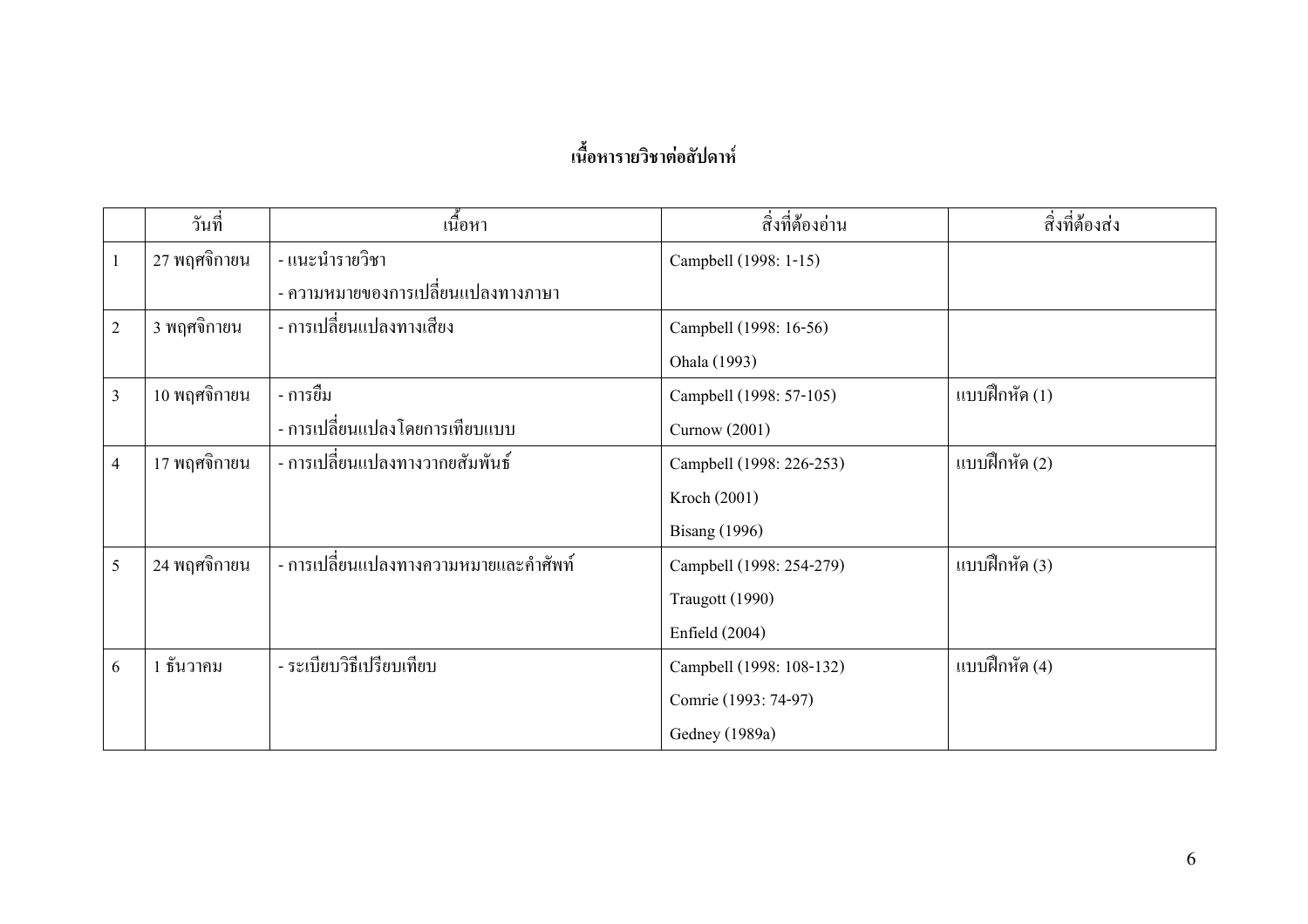## เนื้อหารายวิชาต่อสัปดาห์

| | วันที่ | เนื้อหา | สิ่งที่ต้องอ่าน | สิ่งที่ต้องส่ง |
|---|---|---|---|---|
| 1 | 27 พฤศจิกายน | - แนะนำรายวิชา<br>- ความหมายของการเปลี่ยนแปลงทางภาษา | Campbell (1998: 1-15) | |
| 2 | 3 พฤศจิกายน | - การเปลี่ยนแปลงทางเสียง | Campbell (1998: 16-56)<br>Ohala (1993) | |
| 3 | 10 พฤศจิกายน | - การยืม<br>- การเปลี่ยนแปลงโดยการเทียบแบบ | Campbell (1998: 57-105)<br>Curnow (2001) | แบบฝึกหัด (1) |
| 4 | 17 พฤศจิกายน | - การเปลี่ยนแปลงทางวากยสัมพันธ์ | Campbell (1998: 226-253)<br>Kroch (2001)<br>Bisang (1996) | แบบฝึกหัด (2) |
| 5 | 24 พฤศจิกายน | - การเปลี่ยนแปลงทางความหมายและคำศัพท์ | Campbell (1998: 254-279)<br>Traugott (1990)<br>Enfield (2004) | แบบฝึกหัด (3) |
| 6 | 1 ธันวาคม | - ระเบียบวิธีเปรียบเทียบ | Campbell (1998: 108-132)<br>Comrie (1993: 74-97)<br>Gedney (1989a) | แบบฝึกหัด (4) |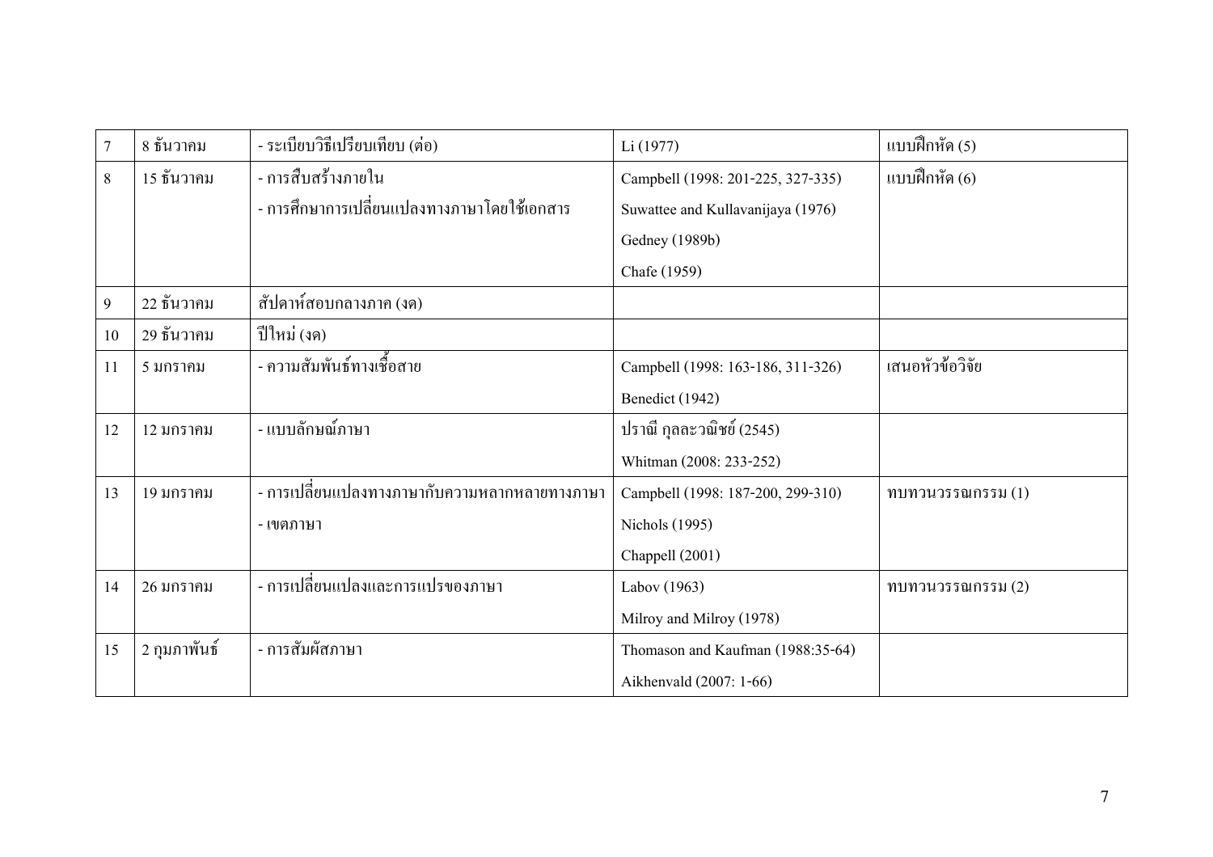| 7 | 8 ธันวาคม | - ระเบียบวิธีเปรียบเทียบ (ต่อ) | Li (1977) | แบบฝึกหัด (5) |
|---|---|---|---|---|
| 8 | 15 ธันวาคม | - การสืบสร้างภายใน<br>- การศึกษาการเปลี่ยนแปลงทางภาษาโดยใช้เอกสาร | Campbell (1998: 201-225, 327-335)<br>Suwattee and Kullavanijaya (1976)<br>Gedney (1989b)<br>Chafe (1959) | แบบฝึกหัด (6) |
| 9 | 22 ธันวาคม | สัปดาห์สอบกลางภาค (งด) | | |
| 10 | 29 ธันวาคม | ปีใหม่ (งด) | | |
| 11 | 5 มกราคม | - ความสัมพันธ์ทางเชื้อสาย | Campbell (1998: 163-186, 311-326)<br>Benedict (1942) | เสนอหัวข้อวิจัย |
| 12 | 12 มกราคม | - แบบลักษณ์ภาษา | ปราณี กุลละวณิชย์ (2545)<br>Whitman (2008: 233-252) | |
| 13 | 19 มกราคม | - การเปลี่ยนแปลงทางภาษากับความหลากหลายทางภาษา<br>- เขตภาษา | Campbell (1998: 187-200, 299-310)<br>Nichols (1995)<br>Chappell (2001) | ทบทวนวรรณกรรม (1) |
| 14 | 26 มกราคม | - การเปลี่ยนแปลงและการแปรของภาษา | Labov (1963)<br>Milroy and Milroy (1978) | ทบทวนวรรณกรรม (2) |
| 15 | 2 กุมภาพันธ์ | - การสัมผัสภาษา | Thomason and Kaufman (1988:35-64)<br>Aikhenvald (2007: 1-66) | |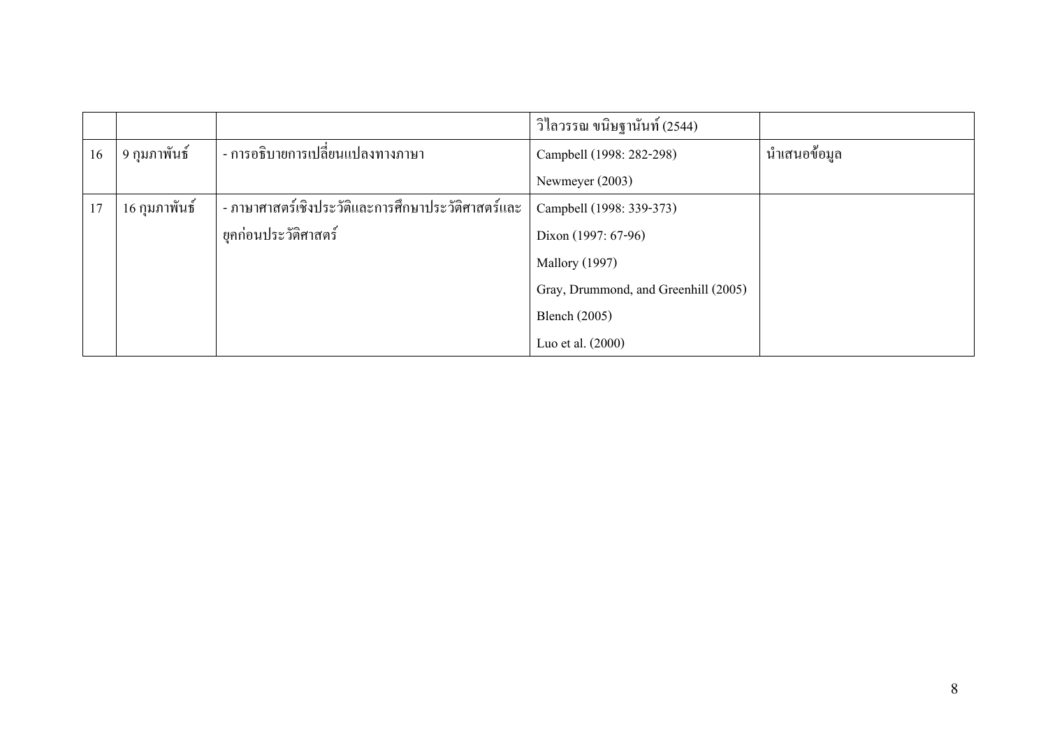|  |  |  | วิไลวรรณ ขนิษฐานันท์ (2544) |  |
|---|---|---|---|---|
| 16 | 9 กุมภาพันธ์ | - การอธิบายการเปลี่ยนแปลงทางภาษา | Campbell (1998: 282-298)<br>Newmeyer (2003) | นำเสนอข้อมูล |
| 17 | 16 กุมภาพันธ์ | - ภาษาศาสตร์เชิงประวัติและการศึกษาประวัติศาสตร์และยุคก่อนประวัติศาสตร์ | Campbell (1998: 339-373)<br>Dixon (1997: 67-96)<br>Mallory (1997)<br>Gray, Drummond, and Greenhill (2005)<br>Blench (2005)<br>Luo et al. (2000) |  |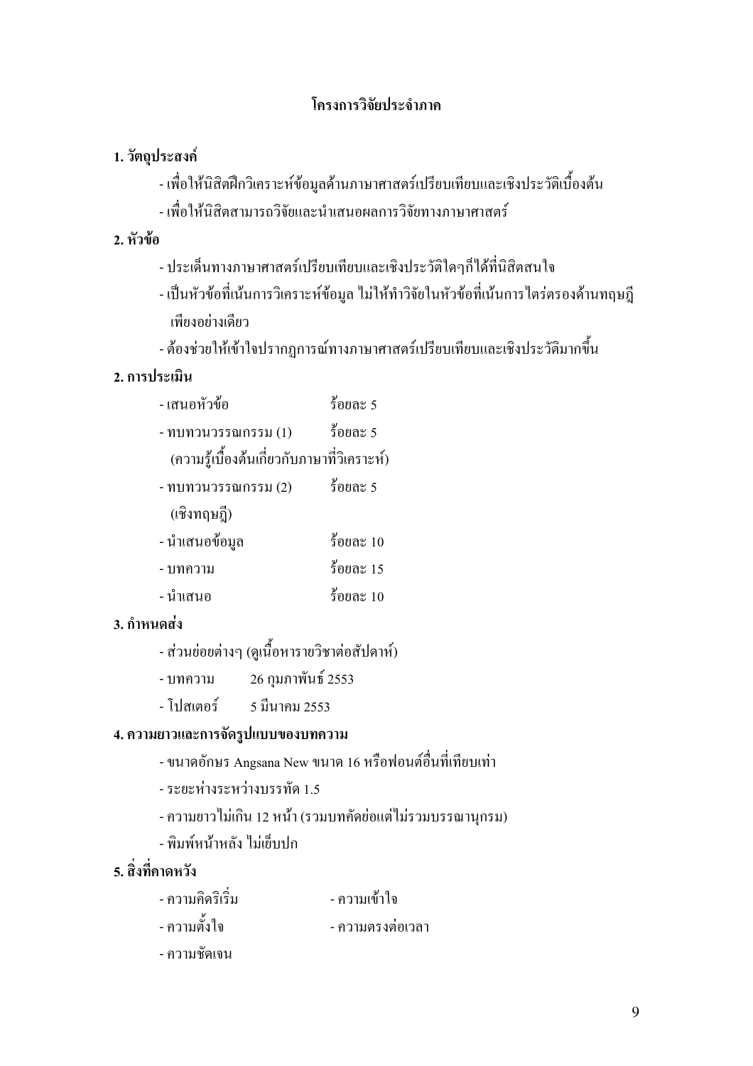# โครงการวิจัยประจำภาค

**1. วัตถุประสงค์**

- เพื่อให้นิสิตฝึกวิเคราะห์ข้อมูลด้านภาษาศาสตร์เปรียบเทียบและเชิงประวัติเบื้องต้น
- เพื่อให้นิสิตสามารถวิจัยและนำเสนอผลการวิจัยทางภาษาศาสตร์

**2. หัวข้อ**

- ประเด็นทางภาษาศาสตร์เปรียบเทียบและเชิงประวัติใดๆก็ได้ที่นิสิตสนใจ
- เป็นหัวข้อที่เน้นการวิเคราะห์ข้อมูล ไม่ให้ทำวิจัยในหัวข้อที่เน้นการไตร่ตรองด้านทฤษฎีเพียงอย่างเดียว
- ต้องช่วยให้เข้าใจปรากฏการณ์ทางภาษาศาสตร์เปรียบเทียบและเชิงประวัติมากขึ้น

**2. การประเมิน**

| | |
|---|---|
| - เสนอหัวข้อ | ร้อยละ 5 |
| - ทบทวนวรรณกรรม (1) (ความรู้เบื้องต้นเกี่ยวกับภาษาที่วิเคราะห์) | ร้อยละ 5 |
| - ทบทวนวรรณกรรม (2) (เชิงทฤษฎี) | ร้อยละ 5 |
| - นำเสนอข้อมูล | ร้อยละ 10 |
| - บทความ | ร้อยละ 15 |
| - นำเสนอ | ร้อยละ 10 |

**3. กำหนดส่ง**

- ส่วนย่อยต่างๆ (ดูเนื้อหารายวิชาต่อสัปดาห์)
- บทความ 26 กุมภาพันธ์ 2553
- โปสเตอร์ 5 มีนาคม 2553

**4. ความยาวและการจัดรูปแบบของบทความ**

- ขนาดอักษร Angsana New ขนาด 16 หรือฟอนต์อื่นที่เทียบเท่า
- ระยะห่างระหว่างบรรทัด 1.5
- ความยาวไม่เกิน 12 หน้า (รวมบทคัดย่อแต่ไม่รวมบรรณานุกรม)
- พิมพ์หน้าหลัง ไม่เย็บปก

**5. สิ่งที่คาดหวัง**

- ความคิดริเริ่ม
- ความเข้าใจ
- ความตั้งใจ
- ความตรงต่อเวลา
- ความชัดเจน